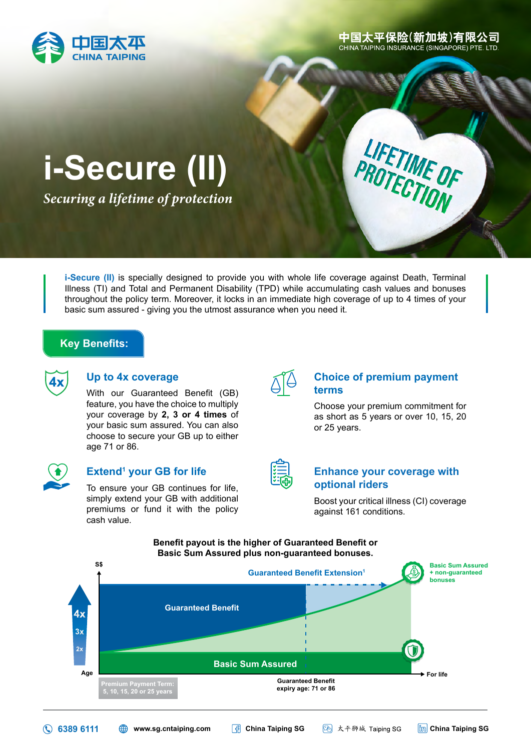中国太平
CHINA TAIPING

中国太平保险(新加坡)有限公司
CHINA TAIPING INSURANCE (SINGAPORE) PTE. LTD.

# i-Secure (II)

*Securing a lifetime of protection*

LIFETIME OF PROTECTION

**i-Secure (II)** is specially designed to provide you with whole life coverage against Death, Terminal Illness (TI) and Total and Permanent Disability (TPD) while accumulating cash values and bonuses throughout the policy term. Moreover, it locks in an immediate high coverage of up to 4 times of your basic sum assured - giving you the utmost assurance when you need it.

## Key Benefits:

### Up to 4x coverage

With our Guaranteed Benefit (GB) feature, you have the choice to multiply your coverage by **2, 3 or 4 times** of your basic sum assured. You can also choose to secure your GB up to either age 71 or 86.

### Extend[1] your GB for life

To ensure your GB continues for life, simply extend your GB with additional premiums or fund it with the policy cash value.

### Choice of premium payment terms

Choose your premium commitment for as short as 5 years or over 10, 15, 20 or 25 years.

### Enhance your coverage with optional riders

Boost your critical illness (CI) coverage against 161 conditions.

**Benefit payout is the higher of Guaranteed Benefit or Basic Sum Assured plus non-guaranteed bonuses.**

S$

Guaranteed Benefit Extension[1]

Basic Sum Assured + non-guaranteed bonuses

4x
3x
2x

Guaranteed Benefit

Basic Sum Assured

Age

For life

Premium Payment Term: 5, 10, 15, 20 or 25 years

Guaranteed Benefit expiry age: 71 or 86

6389 6111 | www.sg.cntaiping.com | China Taiping SG | 太平狮城 Taiping SG | China Taiping SG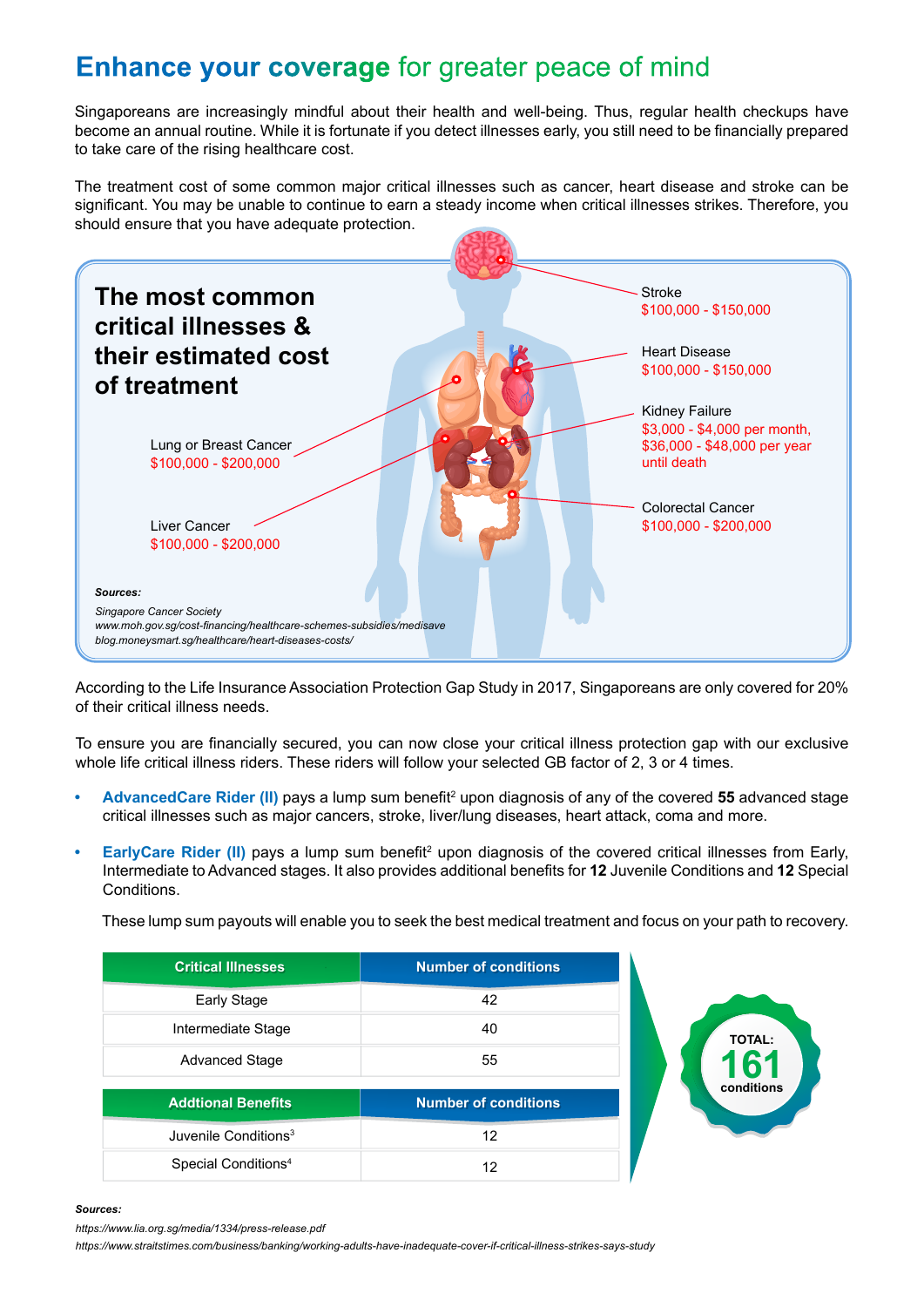# Enhance your coverage for greater peace of mind

Singaporeans are increasingly mindful about their health and well-being. Thus, regular health checkups have become an annual routine. While it is fortunate if you detect illnesses early, you still need to be financially prepared to take care of the rising healthcare cost.

The treatment cost of some common major critical illnesses such as cancer, heart disease and stroke can be significant. You may be unable to continue to earn a steady income when critical illnesses strikes. Therefore, you should ensure that you have adequate protection.

## The most common critical illnesses & their estimated cost of treatment

- Stroke: $100,000 - $150,000
- Heart Disease: $100,000 - $150,000
- Kidney Failure: $3,000 - $4,000 per month, $36,000 - $48,000 per year until death
- Colorectal Cancer: $100,000 - $200,000
- Lung or Breast Cancer: $100,000 - $200,000
- Liver Cancer: $100,000 - $200,000

***Sources:***

*Singapore Cancer Society*
*www.moh.gov.sg/cost-financing/healthcare-schemes-subsidies/medisave*
*blog.moneysmart.sg/healthcare/heart-diseases-costs/*

According to the Life Insurance Association Protection Gap Study in 2017, Singaporeans are only covered for 20% of their critical illness needs.

To ensure you are financially secured, you can now close your critical illness protection gap with our exclusive whole life critical illness riders. These riders will follow your selected GB factor of 2, 3 or 4 times.

- **AdvancedCare Rider (II)** pays a lump sum benefit[2] upon diagnosis of any of the covered **55** advanced stage critical illnesses such as major cancers, stroke, liver/lung diseases, heart attack, coma and more.
- **EarlyCare Rider (II)** pays a lump sum benefit[2] upon diagnosis of the covered critical illnesses from Early, Intermediate to Advanced stages. It also provides additional benefits for **12** Juvenile Conditions and **12** Special Conditions.

  These lump sum payouts will enable you to seek the best medical treatment and focus on your path to recovery.

| Critical Illnesses | Number of conditions |
|---|---|
| Early Stage | 42 |
| Intermediate Stage | 40 |
| Advanced Stage | 55 |

| Addtional Benefits | Number of conditions |
|---|---|
| Juvenile Conditions[3] | 12 |
| Special Conditions[4] | 12 |

**TOTAL: 161 conditions**

***Sources:***

*https://www.lia.org.sg/media/1334/press-release.pdf*
*https://www.straitstimes.com/business/banking/working-adults-have-inadequate-cover-if-critical-illness-strikes-says-study*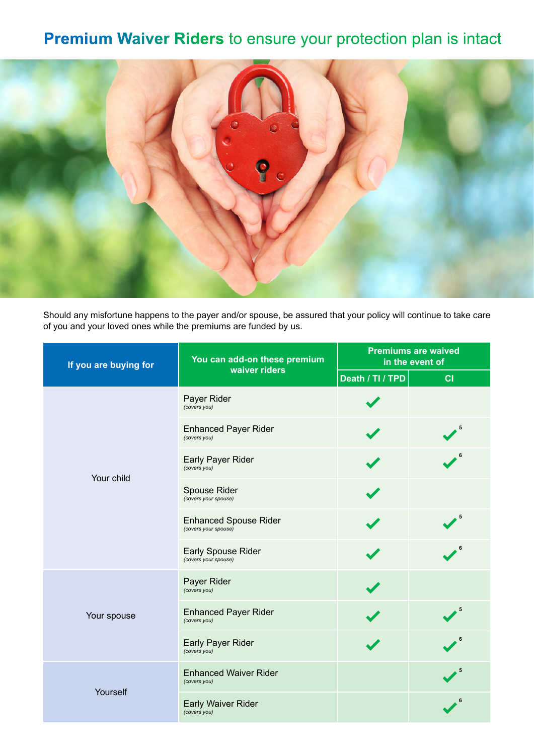# **Premium Waiver Riders** to ensure your protection plan is intact

Should any misfortune happens to the payer and/or spouse, be assured that your policy will continue to take care of you and your loved ones while the premiums are funded by us.

| If you are buying for | You can add-on these premium waiver riders | Premiums are waived in the event of | |
|---|---|---|---|
| | | Death / TI / TPD | CI |
| Your child | Payer Rider *(covers you)* | ✓ | |
| | Enhanced Payer Rider *(covers you)* | ✓ | ✓[5] |
| | Early Payer Rider *(covers you)* | ✓ | ✓[6] |
| | Spouse Rider *(covers your spouse)* | ✓ | |
| | Enhanced Spouse Rider *(covers your spouse)* | ✓ | ✓[5] |
| | Early Spouse Rider *(covers your spouse)* | ✓ | ✓[6] |
| Your spouse | Payer Rider *(covers you)* | ✓ | |
| | Enhanced Payer Rider *(covers you)* | ✓ | ✓[5] |
| | Early Payer Rider *(covers you)* | ✓ | ✓[6] |
| Yourself | Enhanced Waiver Rider *(covers you)* | | ✓[5] |
| | Early Waiver Rider *(covers you)* | | ✓[6] |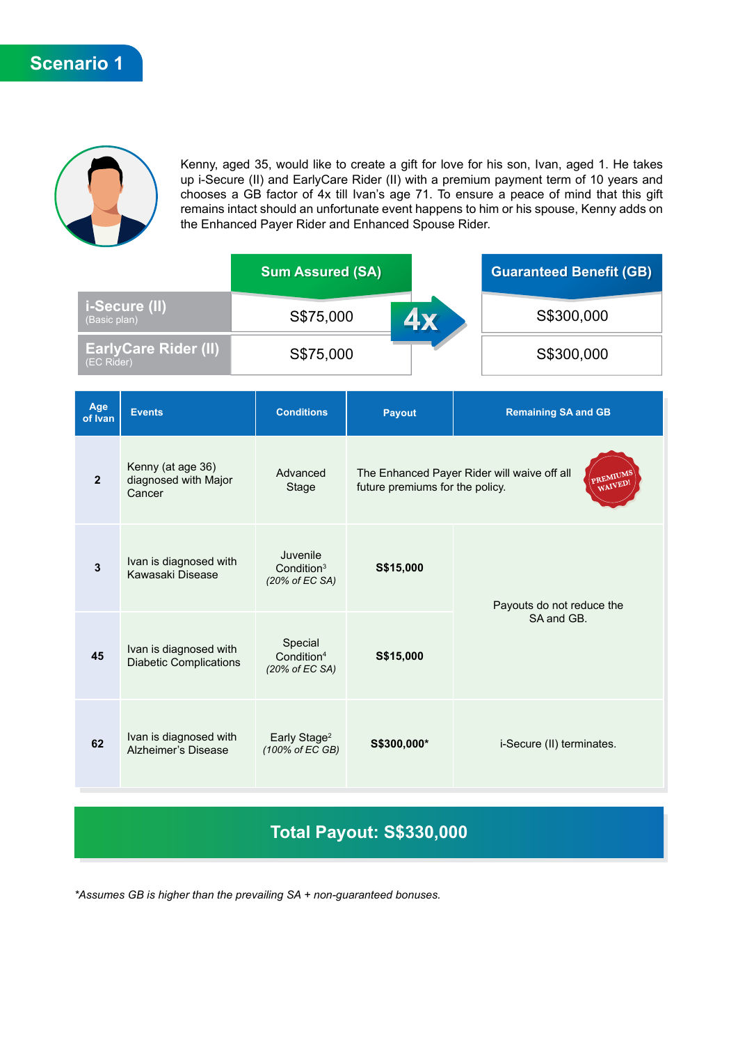# Scenario 1

Kenny, aged 35, would like to create a gift for love for his son, Ivan, aged 1. He takes up i-Secure (II) and EarlyCare Rider (II) with a premium payment term of 10 years and chooses a GB factor of 4x till Ivan's age 71. To ensure a peace of mind that this gift remains intact should an unfortunate event happens to him or his spouse, Kenny adds on the Enhanced Payer Rider and Enhanced Spouse Rider.

| | Sum Assured (SA) | | Guaranteed Benefit (GB) |
|---|---|---|---|
| **i-Secure (II)** (Basic plan) | S$75,000 | 4x | S$300,000 |
| **EarlyCare Rider (II)** (EC Rider) | S$75,000 | | S$300,000 |

| Age of Ivan | Events | Conditions | Payout | Remaining SA and GB |
|---|---|---|---|---|
| 2 | Kenny (at age 36) diagnosed with Major Cancer | Advanced Stage | The Enhanced Payer Rider will waive off all future premiums for the policy. PREMIUMS WAIVED! | |
| 3 | Ivan is diagnosed with Kawasaki Disease | Juvenile Condition[3] *(20% of EC SA)* | **S$15,000** | Payouts do not reduce the SA and GB. |
| 45 | Ivan is diagnosed with Diabetic Complications | Special Condition[4] *(20% of EC SA)* | **S$15,000** | |
| 62 | Ivan is diagnosed with Alzheimer's Disease | Early Stage[2] *(100% of EC GB)* | **S$300,000*** | i-Secure (II) terminates. |

**Total Payout: S$330,000**

*\*Assumes GB is higher than the prevailing SA + non-guaranteed bonuses.*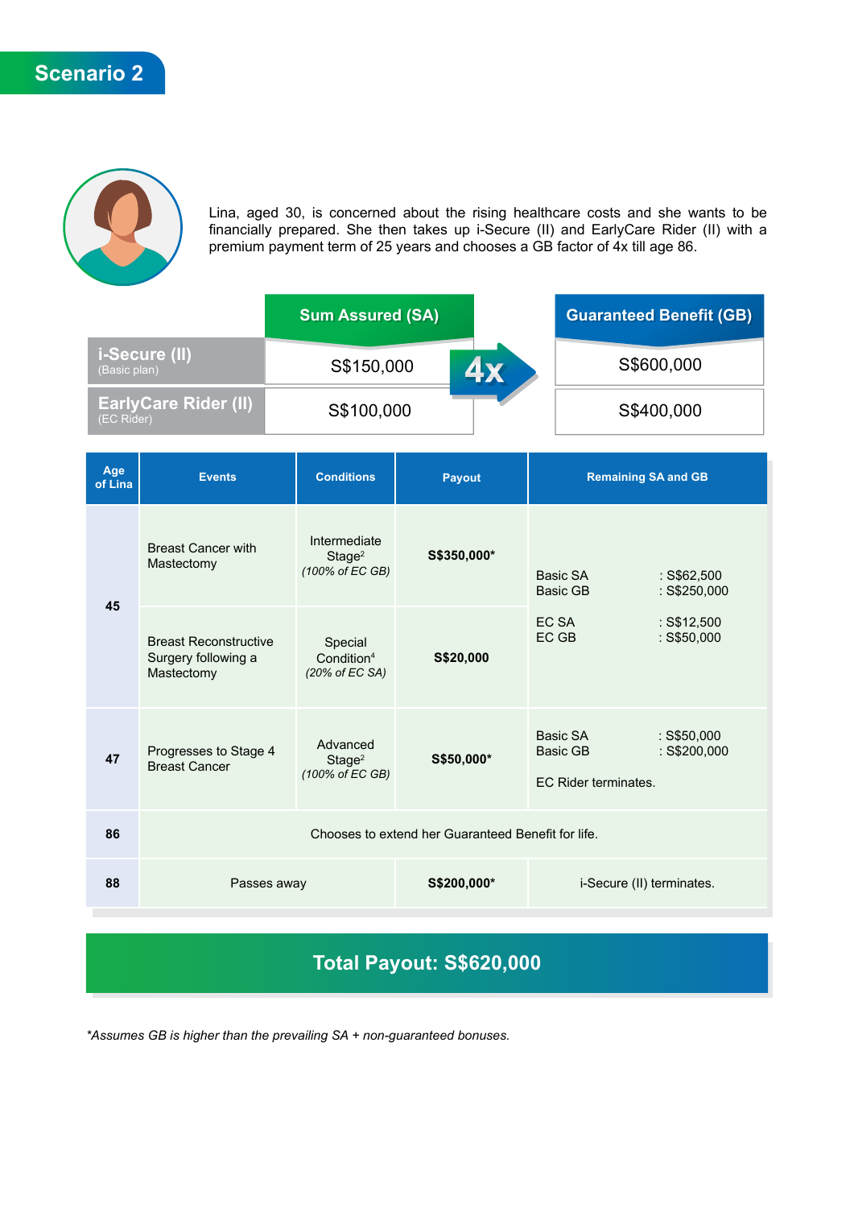## Scenario 2

Lina, aged 30, is concerned about the rising healthcare costs and she wants to be financially prepared. She then takes up i-Secure (II) and EarlyCare Rider (II) with a premium payment term of 25 years and chooses a GB factor of 4x till age 86.

| | Sum Assured (SA) | | Guaranteed Benefit (GB) |
|---|---|---|---|
| **i-Secure (II)** (Basic plan) | S$150,000 | 4x | S$600,000 |
| **EarlyCare Rider (II)** (EC Rider) | S$100,000 | | S$400,000 |

| Age of Lina | Events | Conditions | Payout | Remaining SA and GB |
|---|---|---|---|---|
| 45 | Breast Cancer with Mastectomy | Intermediate Stage[2] *(100% of EC GB)* | **S$350,000*** | Basic SA : S$62,500<br>Basic GB : S$250,000<br>EC SA : S$12,500<br>EC GB : S$50,000 |
| | Breast Reconstructive Surgery following a Mastectomy | Special Condition[4] *(20% of EC SA)* | **S$20,000** | |
| 47 | Progresses to Stage 4 Breast Cancer | Advanced Stage[2] *(100% of EC GB)* | **S$50,000*** | Basic SA : S$50,000<br>Basic GB : S$200,000<br>EC Rider terminates. |
| 86 | Chooses to extend her Guaranteed Benefit for life. | | | |
| 88 | Passes away | | **S$200,000*** | i-Secure (II) terminates. |

**Total Payout: S$620,000**

*\*Assumes GB is higher than the prevailing SA + non-guaranteed bonuses.*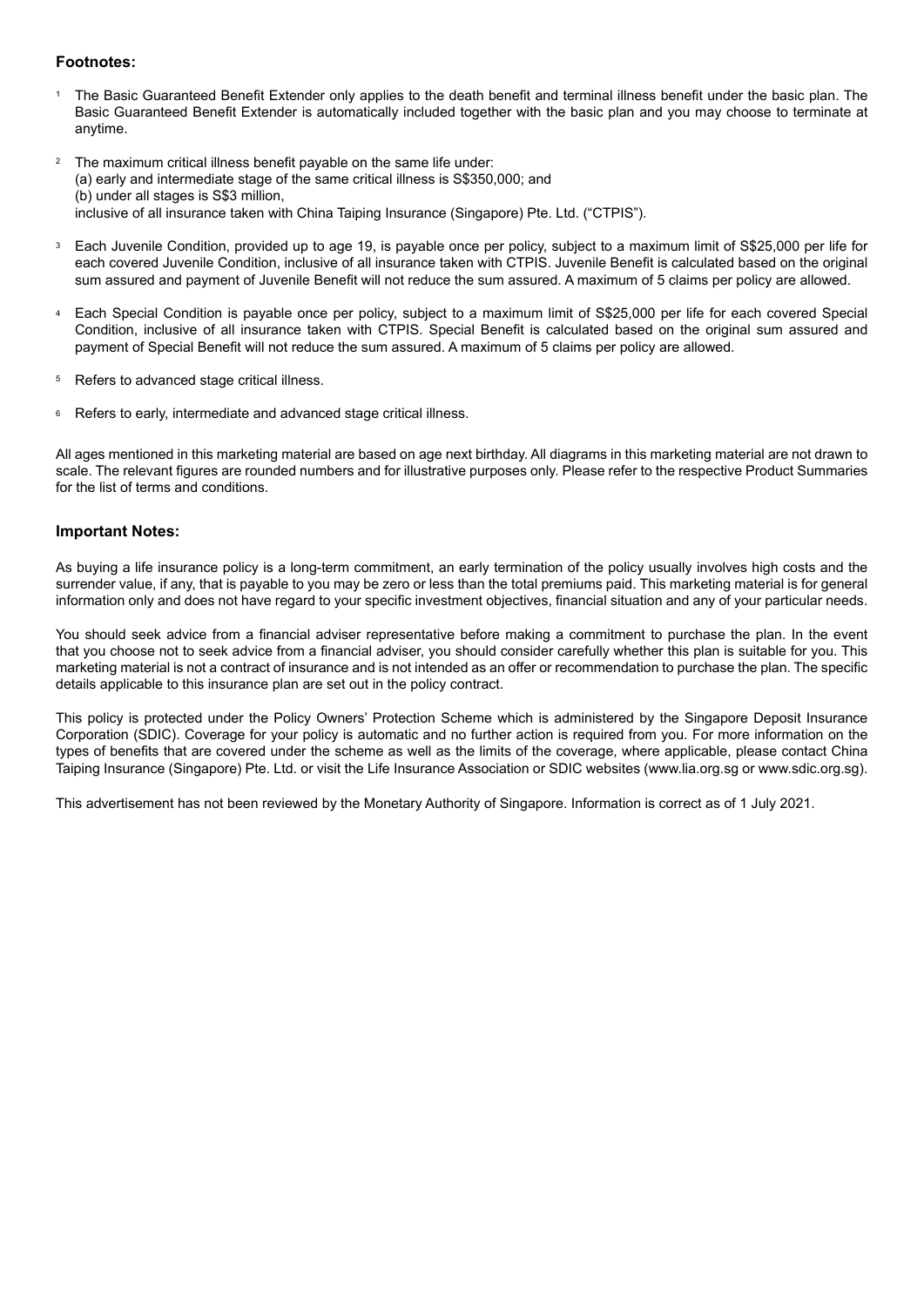## Footnotes:

[1] The Basic Guaranteed Benefit Extender only applies to the death benefit and terminal illness benefit under the basic plan. The Basic Guaranteed Benefit Extender is automatically included together with the basic plan and you may choose to terminate at anytime.

[2] The maximum critical illness benefit payable on the same life under:
(a) early and intermediate stage of the same critical illness is S$350,000; and
(b) under all stages is S$3 million,
inclusive of all insurance taken with China Taiping Insurance (Singapore) Pte. Ltd. ("CTPIS").

[3] Each Juvenile Condition, provided up to age 19, is payable once per policy, subject to a maximum limit of S$25,000 per life for each covered Juvenile Condition, inclusive of all insurance taken with CTPIS. Juvenile Benefit is calculated based on the original sum assured and payment of Juvenile Benefit will not reduce the sum assured. A maximum of 5 claims per policy are allowed.

[4] Each Special Condition is payable once per policy, subject to a maximum limit of S$25,000 per life for each covered Special Condition, inclusive of all insurance taken with CTPIS. Special Benefit is calculated based on the original sum assured and payment of Special Benefit will not reduce the sum assured. A maximum of 5 claims per policy are allowed.

[5] Refers to advanced stage critical illness.

[6] Refers to early, intermediate and advanced stage critical illness.

All ages mentioned in this marketing material are based on age next birthday. All diagrams in this marketing material are not drawn to scale. The relevant figures are rounded numbers and for illustrative purposes only. Please refer to the respective Product Summaries for the list of terms and conditions.

## Important Notes:

As buying a life insurance policy is a long-term commitment, an early termination of the policy usually involves high costs and the surrender value, if any, that is payable to you may be zero or less than the total premiums paid. This marketing material is for general information only and does not have regard to your specific investment objectives, financial situation and any of your particular needs.

You should seek advice from a financial adviser representative before making a commitment to purchase the plan. In the event that you choose not to seek advice from a financial adviser, you should consider carefully whether this plan is suitable for you. This marketing material is not a contract of insurance and is not intended as an offer or recommendation to purchase the plan. The specific details applicable to this insurance plan are set out in the policy contract.

This policy is protected under the Policy Owners' Protection Scheme which is administered by the Singapore Deposit Insurance Corporation (SDIC). Coverage for your policy is automatic and no further action is required from you. For more information on the types of benefits that are covered under the scheme as well as the limits of the coverage, where applicable, please contact China Taiping Insurance (Singapore) Pte. Ltd. or visit the Life Insurance Association or SDIC websites (www.lia.org.sg or www.sdic.org.sg).

This advertisement has not been reviewed by the Monetary Authority of Singapore. Information is correct as of 1 July 2021.